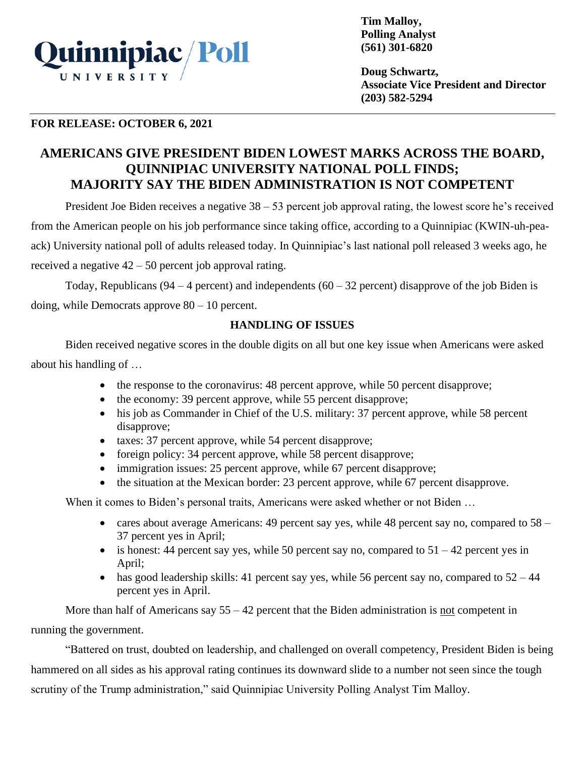Quinnipiac University Poll

**Tim Malloy,**
**Polling Analyst**
**(561) 301-6820**

**Doug Schwartz,**
**Associate Vice President and Director**
**(203) 582-5294**

**FOR RELEASE: OCTOBER 6, 2021**

# AMERICANS GIVE PRESIDENT BIDEN LOWEST MARKS ACROSS THE BOARD, QUINNIPIAC UNIVERSITY NATIONAL POLL FINDS; MAJORITY SAY THE BIDEN ADMINISTRATION IS NOT COMPETENT

President Joe Biden receives a negative 38 – 53 percent job approval rating, the lowest score he's received from the American people on his job performance since taking office, according to a Quinnipiac (KWIN-uh-pea-ack) University national poll of adults released today. In Quinnipiac's last national poll released 3 weeks ago, he received a negative 42 – 50 percent job approval rating.

Today, Republicans (94 – 4 percent) and independents (60 – 32 percent) disapprove of the job Biden is doing, while Democrats approve 80 – 10 percent.

## HANDLING OF ISSUES

Biden received negative scores in the double digits on all but one key issue when Americans were asked about his handling of …

- the response to the coronavirus: 48 percent approve, while 50 percent disapprove;
- the economy: 39 percent approve, while 55 percent disapprove;
- his job as Commander in Chief of the U.S. military: 37 percent approve, while 58 percent disapprove;
- taxes: 37 percent approve, while 54 percent disapprove;
- foreign policy: 34 percent approve, while 58 percent disapprove;
- immigration issues: 25 percent approve, while 67 percent disapprove;
- the situation at the Mexican border: 23 percent approve, while 67 percent disapprove.

When it comes to Biden's personal traits, Americans were asked whether or not Biden …

- cares about average Americans: 49 percent say yes, while 48 percent say no, compared to 58 – 37 percent yes in April;
- is honest: 44 percent say yes, while 50 percent say no, compared to 51 – 42 percent yes in April;
- has good leadership skills: 41 percent say yes, while 56 percent say no, compared to 52 – 44 percent yes in April.

More than half of Americans say 55 – 42 percent that the Biden administration is not competent in running the government.

"Battered on trust, doubted on leadership, and challenged on overall competency, President Biden is being hammered on all sides as his approval rating continues its downward slide to a number not seen since the tough scrutiny of the Trump administration," said Quinnipiac University Polling Analyst Tim Malloy.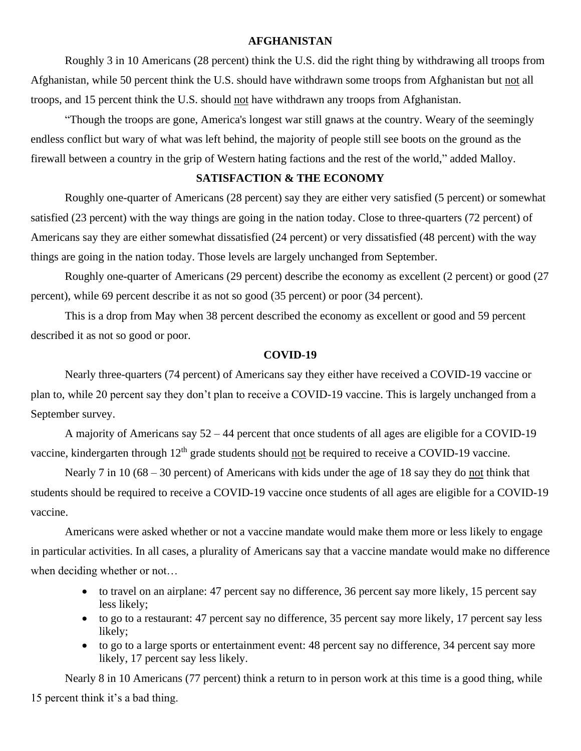## AFGHANISTAN

Roughly 3 in 10 Americans (28 percent) think the U.S. did the right thing by withdrawing all troops from Afghanistan, while 50 percent think the U.S. should have withdrawn some troops from Afghanistan but <u>not</u> all troops, and 15 percent think the U.S. should <u>not</u> have withdrawn any troops from Afghanistan.

"Though the troops are gone, America's longest war still gnaws at the country. Weary of the seemingly endless conflict but wary of what was left behind, the majority of people still see boots on the ground as the firewall between a country in the grip of Western hating factions and the rest of the world," added Malloy.

## SATISFACTION & THE ECONOMY

Roughly one-quarter of Americans (28 percent) say they are either very satisfied (5 percent) or somewhat satisfied (23 percent) with the way things are going in the nation today. Close to three-quarters (72 percent) of Americans say they are either somewhat dissatisfied (24 percent) or very dissatisfied (48 percent) with the way things are going in the nation today. Those levels are largely unchanged from September.

Roughly one-quarter of Americans (29 percent) describe the economy as excellent (2 percent) or good (27 percent), while 69 percent describe it as not so good (35 percent) or poor (34 percent).

This is a drop from May when 38 percent described the economy as excellent or good and 59 percent described it as not so good or poor.

## COVID-19

Nearly three-quarters (74 percent) of Americans say they either have received a COVID-19 vaccine or plan to, while 20 percent say they don't plan to receive a COVID-19 vaccine. This is largely unchanged from a September survey.

A majority of Americans say 52 – 44 percent that once students of all ages are eligible for a COVID-19 vaccine, kindergarten through 12th grade students should <u>not</u> be required to receive a COVID-19 vaccine.

Nearly 7 in 10 (68 – 30 percent) of Americans with kids under the age of 18 say they do <u>not</u> think that students should be required to receive a COVID-19 vaccine once students of all ages are eligible for a COVID-19 vaccine.

Americans were asked whether or not a vaccine mandate would make them more or less likely to engage in particular activities. In all cases, a plurality of Americans say that a vaccine mandate would make no difference when deciding whether or not…

- to travel on an airplane: 47 percent say no difference, 36 percent say more likely, 15 percent say less likely;
- to go to a restaurant: 47 percent say no difference, 35 percent say more likely, 17 percent say less likely;
- to go to a large sports or entertainment event: 48 percent say no difference, 34 percent say more likely, 17 percent say less likely.

Nearly 8 in 10 Americans (77 percent) think a return to in person work at this time is a good thing, while 15 percent think it's a bad thing.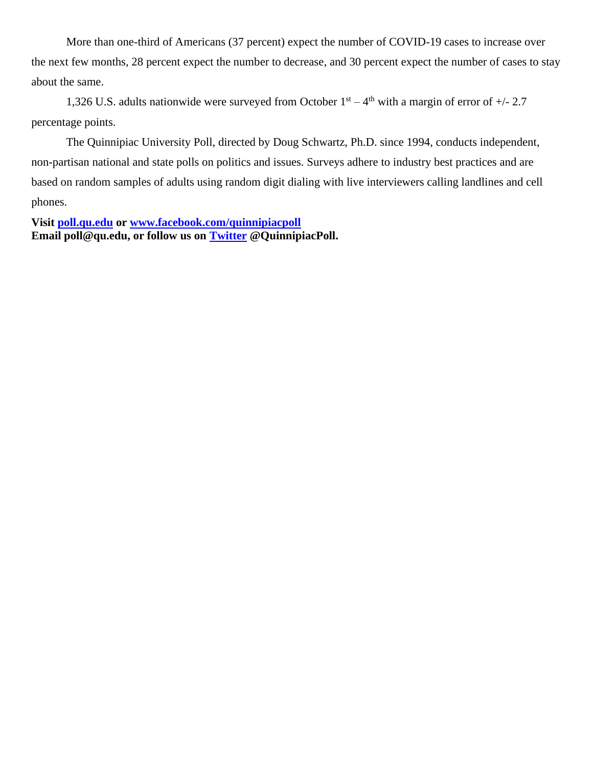More than one-third of Americans (37 percent) expect the number of COVID-19 cases to increase over the next few months, 28 percent expect the number to decrease, and 30 percent expect the number of cases to stay about the same.

1,326 U.S. adults nationwide were surveyed from October 1st – 4th with a margin of error of +/- 2.7 percentage points.

The Quinnipiac University Poll, directed by Doug Schwartz, Ph.D. since 1994, conducts independent, non-partisan national and state polls on politics and issues. Surveys adhere to industry best practices and are based on random samples of adults using random digit dialing with live interviewers calling landlines and cell phones.

**Visit [poll.qu.edu](poll.qu.edu) or [www.facebook.com/quinnipiacpoll](www.facebook.com/quinnipiacpoll)**
**Email poll@qu.edu, or follow us on [Twitter](Twitter) @QuinnipiacPoll.**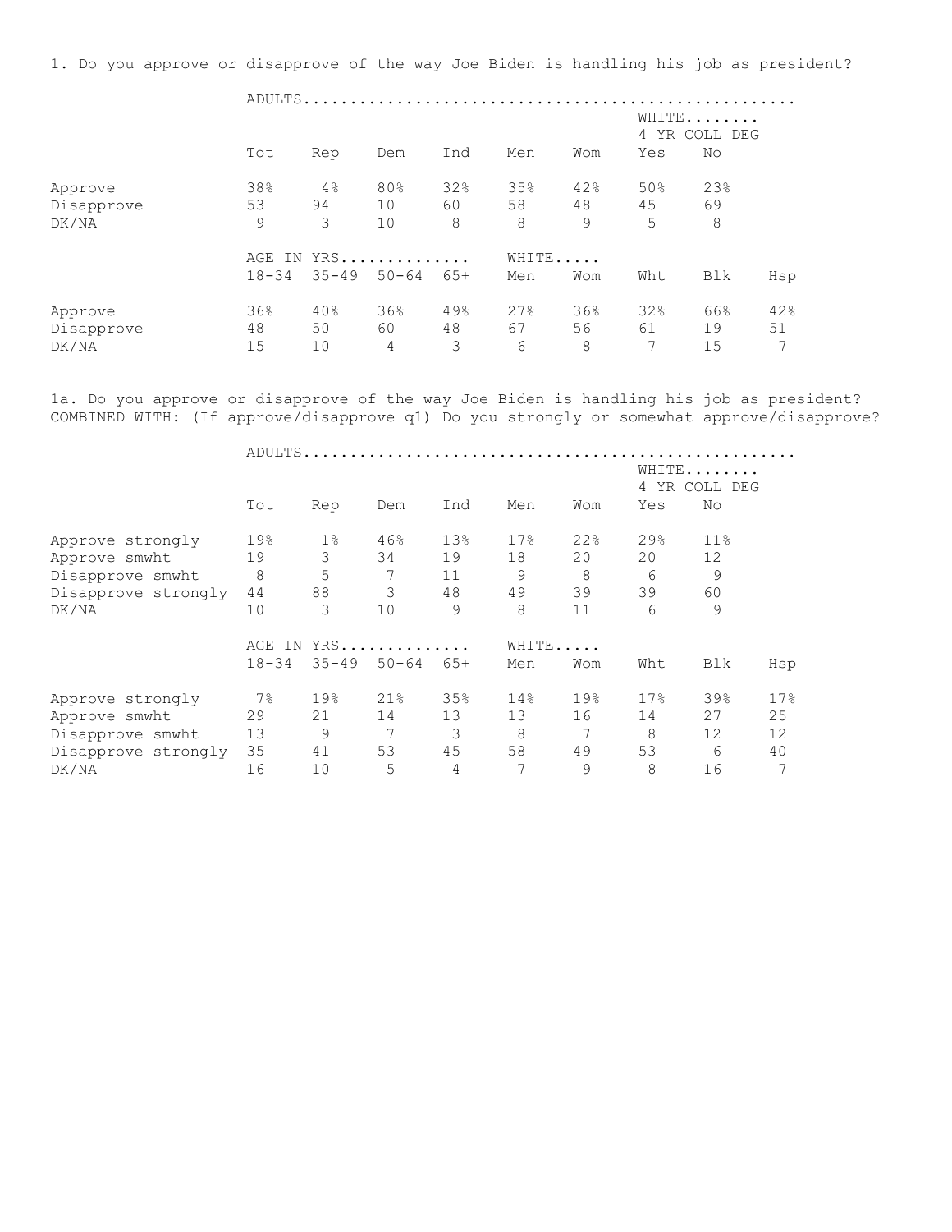1. Do you approve or disapprove of the way Joe Biden is handling his job as president?

| | ADULTS | | | | | | | |
|---|---|---|---|---|---|---|---|---|
| | | | | | | | WHITE 4 YR COLL DEG | |
| | Tot | Rep | Dem | Ind | Men | Wom | Yes | No |
| Approve | 38% | 4% | 80% | 32% | 35% | 42% | 50% | 23% |
| Disapprove | 53 | 94 | 10 | 60 | 58 | 48 | 45 | 69 |
| DK/NA | 9 | 3 | 10 | 8 | 8 | 9 | 5 | 8 |

| | AGE IN YRS | | | | WHITE | | | | |
|---|---|---|---|---|---|---|---|---|---|
| | 18-34 | 35-49 | 50-64 | 65+ | Men | Wom | Wht | Blk | Hsp |
| Approve | 36% | 40% | 36% | 49% | 27% | 36% | 32% | 66% | 42% |
| Disapprove | 48 | 50 | 60 | 48 | 67 | 56 | 61 | 19 | 51 |
| DK/NA | 15 | 10 | 4 | 3 | 6 | 8 | 7 | 15 | 7 |

1a. Do you approve or disapprove of the way Joe Biden is handling his job as president? COMBINED WITH: (If approve/disapprove q1) Do you strongly or somewhat approve/disapprove?

| | ADULTS | | | | | | | |
|---|---|---|---|---|---|---|---|---|
| | | | | | | | WHITE 4 YR COLL DEG | |
| | Tot | Rep | Dem | Ind | Men | Wom | Yes | No |
| Approve strongly | 19% | 1% | 46% | 13% | 17% | 22% | 29% | 11% |
| Approve smwht | 19 | 3 | 34 | 19 | 18 | 20 | 20 | 12 |
| Disapprove smwht | 8 | 5 | 7 | 11 | 9 | 8 | 6 | 9 |
| Disapprove strongly | 44 | 88 | 3 | 48 | 49 | 39 | 39 | 60 |
| DK/NA | 10 | 3 | 10 | 9 | 8 | 11 | 6 | 9 |

| | AGE IN YRS | | | | WHITE | | | | |
|---|---|---|---|---|---|---|---|---|---|
| | 18-34 | 35-49 | 50-64 | 65+ | Men | Wom | Wht | Blk | Hsp |
| Approve strongly | 7% | 19% | 21% | 35% | 14% | 19% | 17% | 39% | 17% |
| Approve smwht | 29 | 21 | 14 | 13 | 13 | 16 | 14 | 27 | 25 |
| Disapprove smwht | 13 | 9 | 7 | 3 | 8 | 7 | 8 | 12 | 12 |
| Disapprove strongly | 35 | 41 | 53 | 45 | 58 | 49 | 53 | 6 | 40 |
| DK/NA | 16 | 10 | 5 | 4 | 7 | 9 | 8 | 16 | 7 |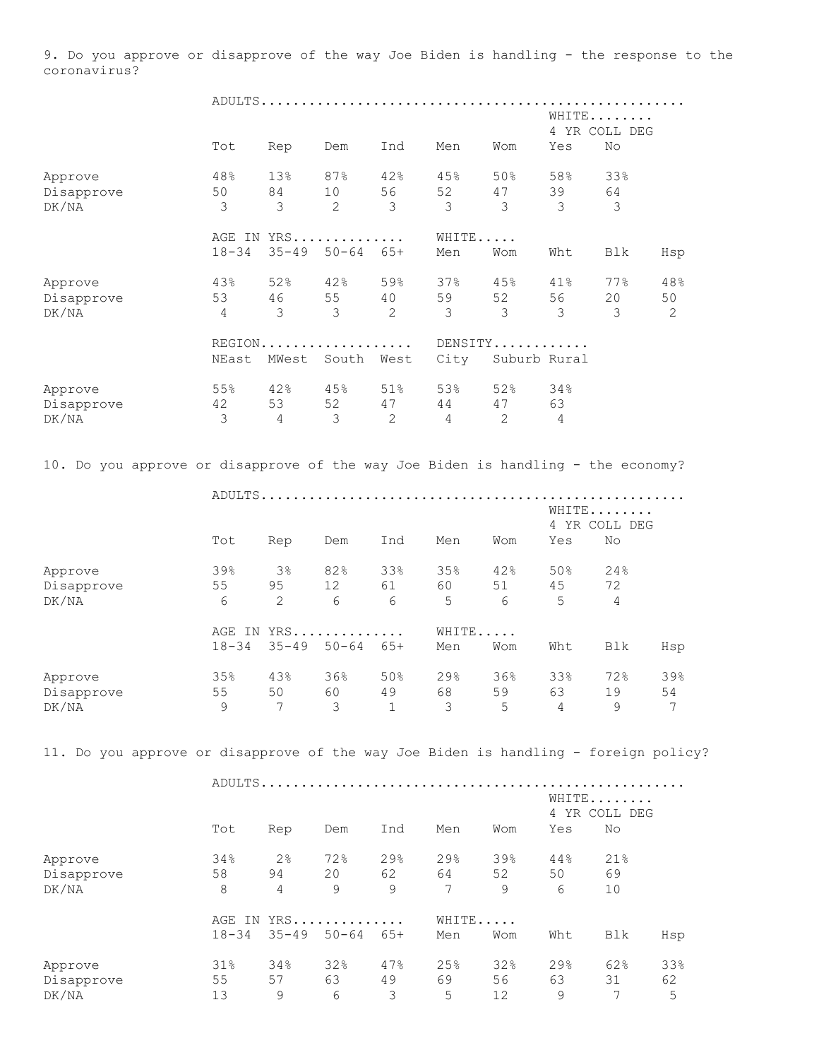9. Do you approve or disapprove of the way Joe Biden is handling - the response to the coronavirus?

| | ADULTS | | | | | | | |
|---|---|---|---|---|---|---|---|---|
| | | | | | | | WHITE 4 YR COLL DEG | |
| | Tot | Rep | Dem | Ind | Men | Wom | Yes | No |
| Approve | 48% | 13% | 87% | 42% | 45% | 50% | 58% | 33% |
| Disapprove | 50 | 84 | 10 | 56 | 52 | 47 | 39 | 64 |
| DK/NA | 3 | 3 | 2 | 3 | 3 | 3 | 3 | 3 |

| | AGE IN YRS | | | | WHITE | | | | |
|---|---|---|---|---|---|---|---|---|---|
| | 18-34 | 35-49 | 50-64 | 65+ | Men | Wom | Wht | Blk | Hsp |
| Approve | 43% | 52% | 42% | 59% | 37% | 45% | 41% | 77% | 48% |
| Disapprove | 53 | 46 | 55 | 40 | 59 | 52 | 56 | 20 | 50 |
| DK/NA | 4 | 3 | 3 | 2 | 3 | 3 | 3 | 3 | 2 |

| | REGION | | | | DENSITY | | |
|---|---|---|---|---|---|---|---|
| | NEast | MWest | South | West | City | Suburb | Rural |
| Approve | 55% | 42% | 45% | 51% | 53% | 52% | 34% |
| Disapprove | 42 | 53 | 52 | 47 | 44 | 47 | 63 |
| DK/NA | 3 | 4 | 3 | 2 | 4 | 2 | 4 |

10. Do you approve or disapprove of the way Joe Biden is handling - the economy?

| | ADULTS | | | | | | | |
|---|---|---|---|---|---|---|---|---|
| | | | | | | | WHITE 4 YR COLL DEG | |
| | Tot | Rep | Dem | Ind | Men | Wom | Yes | No |
| Approve | 39% | 3% | 82% | 33% | 35% | 42% | 50% | 24% |
| Disapprove | 55 | 95 | 12 | 61 | 60 | 51 | 45 | 72 |
| DK/NA | 6 | 2 | 6 | 6 | 5 | 6 | 5 | 4 |

| | AGE IN YRS | | | | WHITE | | | | |
|---|---|---|---|---|---|---|---|---|---|
| | 18-34 | 35-49 | 50-64 | 65+ | Men | Wom | Wht | Blk | Hsp |
| Approve | 35% | 43% | 36% | 50% | 29% | 36% | 33% | 72% | 39% |
| Disapprove | 55 | 50 | 60 | 49 | 68 | 59 | 63 | 19 | 54 |
| DK/NA | 9 | 7 | 3 | 1 | 3 | 5 | 4 | 9 | 7 |

11. Do you approve or disapprove of the way Joe Biden is handling - foreign policy?

| | ADULTS | | | | | | | |
|---|---|---|---|---|---|---|---|---|
| | | | | | | | WHITE 4 YR COLL DEG | |
| | Tot | Rep | Dem | Ind | Men | Wom | Yes | No |
| Approve | 34% | 2% | 72% | 29% | 29% | 39% | 44% | 21% |
| Disapprove | 58 | 94 | 20 | 62 | 64 | 52 | 50 | 69 |
| DK/NA | 8 | 4 | 9 | 9 | 7 | 9 | 6 | 10 |

| | AGE IN YRS | | | | WHITE | | | | |
|---|---|---|---|---|---|---|---|---|---|
| | 18-34 | 35-49 | 50-64 | 65+ | Men | Wom | Wht | Blk | Hsp |
| Approve | 31% | 34% | 32% | 47% | 25% | 32% | 29% | 62% | 33% |
| Disapprove | 55 | 57 | 63 | 49 | 69 | 56 | 63 | 31 | 62 |
| DK/NA | 13 | 9 | 6 | 3 | 5 | 12 | 9 | 7 | 5 |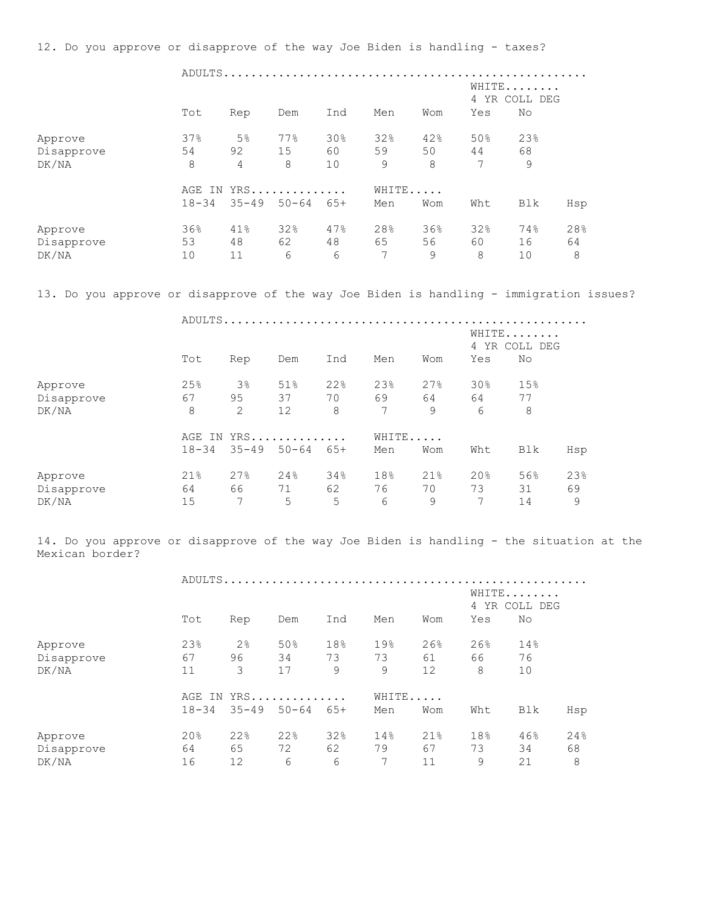12. Do you approve or disapprove of the way Joe Biden is handling - taxes?

| | ADULTS | | | | | | WHITE 4 YR COLL DEG | |
|---|---|---|---|---|---|---|---|---|
| | Tot | Rep | Dem | Ind | Men | Wom | Yes | No |
| Approve | 37% | 5% | 77% | 30% | 32% | 42% | 50% | 23% |
| Disapprove | 54 | 92 | 15 | 60 | 59 | 50 | 44 | 68 |
| DK/NA | 8 | 4 | 8 | 10 | 9 | 8 | 7 | 9 |

| | AGE IN YRS | | | | WHITE | | | | |
|---|---|---|---|---|---|---|---|---|---|
| | 18-34 | 35-49 | 50-64 | 65+ | Men | Wom | Wht | Blk | Hsp |
| Approve | 36% | 41% | 32% | 47% | 28% | 36% | 32% | 74% | 28% |
| Disapprove | 53 | 48 | 62 | 48 | 65 | 56 | 60 | 16 | 64 |
| DK/NA | 10 | 11 | 6 | 6 | 7 | 9 | 8 | 10 | 8 |

13. Do you approve or disapprove of the way Joe Biden is handling - immigration issues?

| | ADULTS | | | | | | WHITE 4 YR COLL DEG | |
|---|---|---|---|---|---|---|---|---|
| | Tot | Rep | Dem | Ind | Men | Wom | Yes | No |
| Approve | 25% | 3% | 51% | 22% | 23% | 27% | 30% | 15% |
| Disapprove | 67 | 95 | 37 | 70 | 69 | 64 | 64 | 77 |
| DK/NA | 8 | 2 | 12 | 8 | 7 | 9 | 6 | 8 |

| | AGE IN YRS | | | | WHITE | | | | |
|---|---|---|---|---|---|---|---|---|---|
| | 18-34 | 35-49 | 50-64 | 65+ | Men | Wom | Wht | Blk | Hsp |
| Approve | 21% | 27% | 24% | 34% | 18% | 21% | 20% | 56% | 23% |
| Disapprove | 64 | 66 | 71 | 62 | 76 | 70 | 73 | 31 | 69 |
| DK/NA | 15 | 7 | 5 | 5 | 6 | 9 | 7 | 14 | 9 |

14. Do you approve or disapprove of the way Joe Biden is handling - the situation at the Mexican border?

| | ADULTS | | | | | | WHITE 4 YR COLL DEG | |
|---|---|---|---|---|---|---|---|---|
| | Tot | Rep | Dem | Ind | Men | Wom | Yes | No |
| Approve | 23% | 2% | 50% | 18% | 19% | 26% | 26% | 14% |
| Disapprove | 67 | 96 | 34 | 73 | 73 | 61 | 66 | 76 |
| DK/NA | 11 | 3 | 17 | 9 | 9 | 12 | 8 | 10 |

| | AGE IN YRS | | | | WHITE | | | | |
|---|---|---|---|---|---|---|---|---|---|
| | 18-34 | 35-49 | 50-64 | 65+ | Men | Wom | Wht | Blk | Hsp |
| Approve | 20% | 22% | 22% | 32% | 14% | 21% | 18% | 46% | 24% |
| Disapprove | 64 | 65 | 72 | 62 | 79 | 67 | 73 | 34 | 68 |
| DK/NA | 16 | 12 | 6 | 6 | 7 | 11 | 9 | 21 | 8 |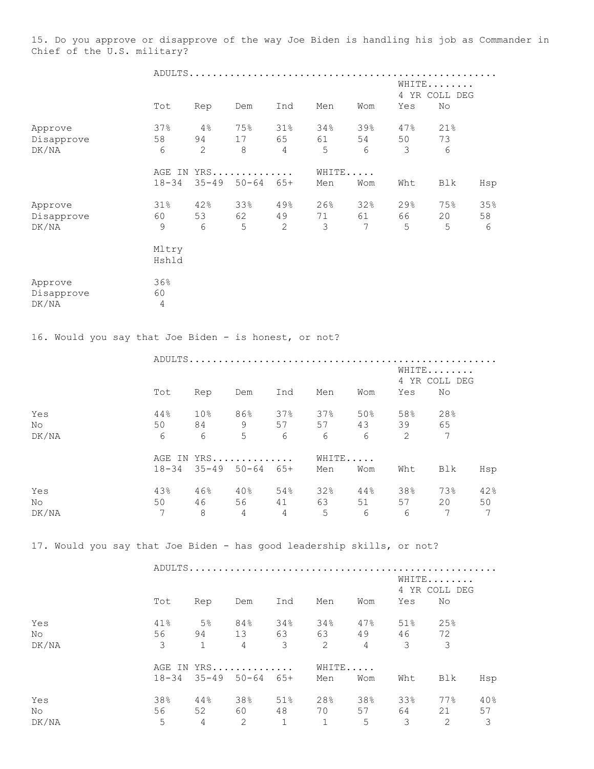15. Do you approve or disapprove of the way Joe Biden is handling his job as Commander in Chief of the U.S. military?

| | ADULTS | | | | | | WHITE 4 YR COLL DEG | |
|---|---|---|---|---|---|---|---|---|
| | Tot | Rep | Dem | Ind | Men | Wom | Yes | No |
| Approve | 37% | 4% | 75% | 31% | 34% | 39% | 47% | 21% |
| Disapprove | 58 | 94 | 17 | 65 | 61 | 54 | 50 | 73 |
| DK/NA | 6 | 2 | 8 | 4 | 5 | 6 | 3 | 6 |

| | AGE IN YRS | | | | WHITE | | | | |
|---|---|---|---|---|---|---|---|---|---|
| | 18-34 | 35-49 | 50-64 | 65+ | Men | Wom | Wht | Blk | Hsp |
| Approve | 31% | 42% | 33% | 49% | 26% | 32% | 29% | 75% | 35% |
| Disapprove | 60 | 53 | 62 | 49 | 71 | 61 | 66 | 20 | 58 |
| DK/NA | 9 | 6 | 5 | 2 | 3 | 7 | 5 | 5 | 6 |

| | Mltry Hshld |
|---|---|
| Approve | 36% |
| Disapprove | 60 |
| DK/NA | 4 |

16. Would you say that Joe Biden - is honest, or not?

| | ADULTS | | | | | | WHITE 4 YR COLL DEG | |
|---|---|---|---|---|---|---|---|---|
| | Tot | Rep | Dem | Ind | Men | Wom | Yes | No |
| Yes | 44% | 10% | 86% | 37% | 37% | 50% | 58% | 28% |
| No | 50 | 84 | 9 | 57 | 57 | 43 | 39 | 65 |
| DK/NA | 6 | 6 | 5 | 6 | 6 | 6 | 2 | 7 |

| | AGE IN YRS | | | | WHITE | | | | |
|---|---|---|---|---|---|---|---|---|---|
| | 18-34 | 35-49 | 50-64 | 65+ | Men | Wom | Wht | Blk | Hsp |
| Yes | 43% | 46% | 40% | 54% | 32% | 44% | 38% | 73% | 42% |
| No | 50 | 46 | 56 | 41 | 63 | 51 | 57 | 20 | 50 |
| DK/NA | 7 | 8 | 4 | 4 | 5 | 6 | 6 | 7 | 7 |

17. Would you say that Joe Biden - has good leadership skills, or not?

| | ADULTS | | | | | | WHITE 4 YR COLL DEG | |
|---|---|---|---|---|---|---|---|---|
| | Tot | Rep | Dem | Ind | Men | Wom | Yes | No |
| Yes | 41% | 5% | 84% | 34% | 34% | 47% | 51% | 25% |
| No | 56 | 94 | 13 | 63 | 63 | 49 | 46 | 72 |
| DK/NA | 3 | 1 | 4 | 3 | 2 | 4 | 3 | 3 |

| | AGE IN YRS | | | | WHITE | | | | |
|---|---|---|---|---|---|---|---|---|---|
| | 18-34 | 35-49 | 50-64 | 65+ | Men | Wom | Wht | Blk | Hsp |
| Yes | 38% | 44% | 38% | 51% | 28% | 38% | 33% | 77% | 40% |
| No | 56 | 52 | 60 | 48 | 70 | 57 | 64 | 21 | 57 |
| DK/NA | 5 | 4 | 2 | 1 | 1 | 5 | 3 | 2 | 3 |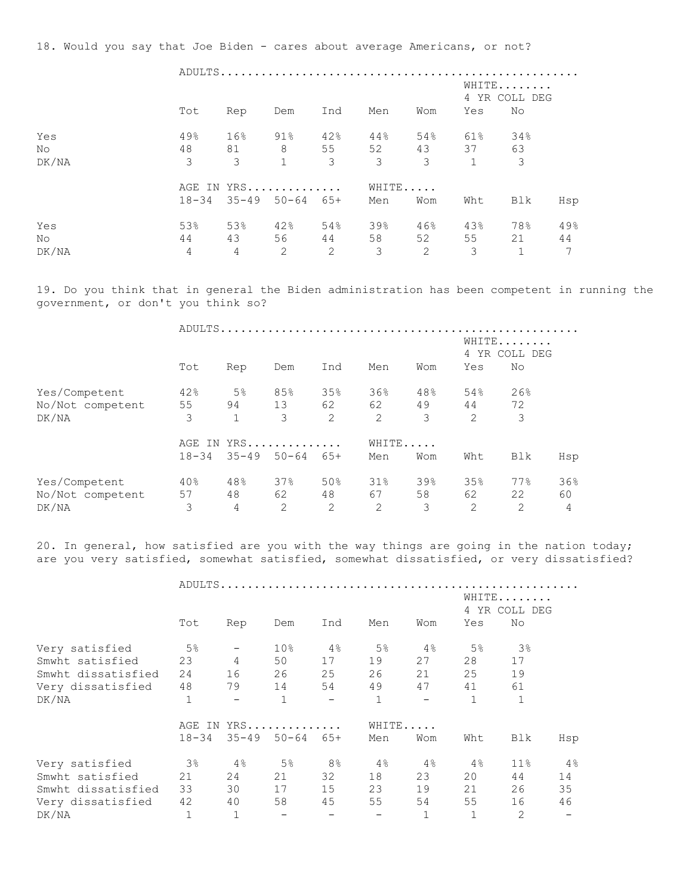18. Would you say that Joe Biden - cares about average Americans, or not?

| | ADULTS | | | | | | | |
|---|---|---|---|---|---|---|---|---|
| | | | | | | | WHITE 4 YR COLL DEG | |
| | Tot | Rep | Dem | Ind | Men | Wom | Yes | No |
| Yes | 49% | 16% | 91% | 42% | 44% | 54% | 61% | 34% |
| No | 48 | 81 | 8 | 55 | 52 | 43 | 37 | 63 |
| DK/NA | 3 | 3 | 1 | 3 | 3 | 3 | 1 | 3 |

| | AGE IN YRS | | | | WHITE | | | | |
|---|---|---|---|---|---|---|---|---|---|
| | 18-34 | 35-49 | 50-64 | 65+ | Men | Wom | Wht | Blk | Hsp |
| Yes | 53% | 53% | 42% | 54% | 39% | 46% | 43% | 78% | 49% |
| No | 44 | 43 | 56 | 44 | 58 | 52 | 55 | 21 | 44 |
| DK/NA | 4 | 4 | 2 | 2 | 3 | 2 | 3 | 1 | 7 |

19. Do you think that in general the Biden administration has been competent in running the government, or don't you think so?

| | ADULTS | | | | | | | |
|---|---|---|---|---|---|---|---|---|
| | | | | | | | WHITE 4 YR COLL DEG | |
| | Tot | Rep | Dem | Ind | Men | Wom | Yes | No |
| Yes/Competent | 42% | 5% | 85% | 35% | 36% | 48% | 54% | 26% |
| No/Not competent | 55 | 94 | 13 | 62 | 62 | 49 | 44 | 72 |
| DK/NA | 3 | 1 | 3 | 2 | 2 | 3 | 2 | 3 |

| | AGE IN YRS | | | | WHITE | | | | |
|---|---|---|---|---|---|---|---|---|---|
| | 18-34 | 35-49 | 50-64 | 65+ | Men | Wom | Wht | Blk | Hsp |
| Yes/Competent | 40% | 48% | 37% | 50% | 31% | 39% | 35% | 77% | 36% |
| No/Not competent | 57 | 48 | 62 | 48 | 67 | 58 | 62 | 22 | 60 |
| DK/NA | 3 | 4 | 2 | 2 | 2 | 3 | 2 | 2 | 4 |

20. In general, how satisfied are you with the way things are going in the nation today; are you very satisfied, somewhat satisfied, somewhat dissatisfied, or very dissatisfied?

| | ADULTS | | | | | | | |
|---|---|---|---|---|---|---|---|---|
| | | | | | | | WHITE 4 YR COLL DEG | |
| | Tot | Rep | Dem | Ind | Men | Wom | Yes | No |
| Very satisfied | 5% | - | 10% | 4% | 5% | 4% | 5% | 3% |
| Smwht satisfied | 23 | 4 | 50 | 17 | 19 | 27 | 28 | 17 |
| Smwht dissatisfied | 24 | 16 | 26 | 25 | 26 | 21 | 25 | 19 |
| Very dissatisfied | 48 | 79 | 14 | 54 | 49 | 47 | 41 | 61 |
| DK/NA | 1 | - | 1 | - | 1 | - | 1 | 1 |

| | AGE IN YRS | | | | WHITE | | | | |
|---|---|---|---|---|---|---|---|---|---|
| | 18-34 | 35-49 | 50-64 | 65+ | Men | Wom | Wht | Blk | Hsp |
| Very satisfied | 3% | 4% | 5% | 8% | 4% | 4% | 4% | 11% | 4% |
| Smwht satisfied | 21 | 24 | 21 | 32 | 18 | 23 | 20 | 44 | 14 |
| Smwht dissatisfied | 33 | 30 | 17 | 15 | 23 | 19 | 21 | 26 | 35 |
| Very dissatisfied | 42 | 40 | 58 | 45 | 55 | 54 | 55 | 16 | 46 |
| DK/NA | 1 | 1 | - | - | - | 1 | 1 | 2 | - |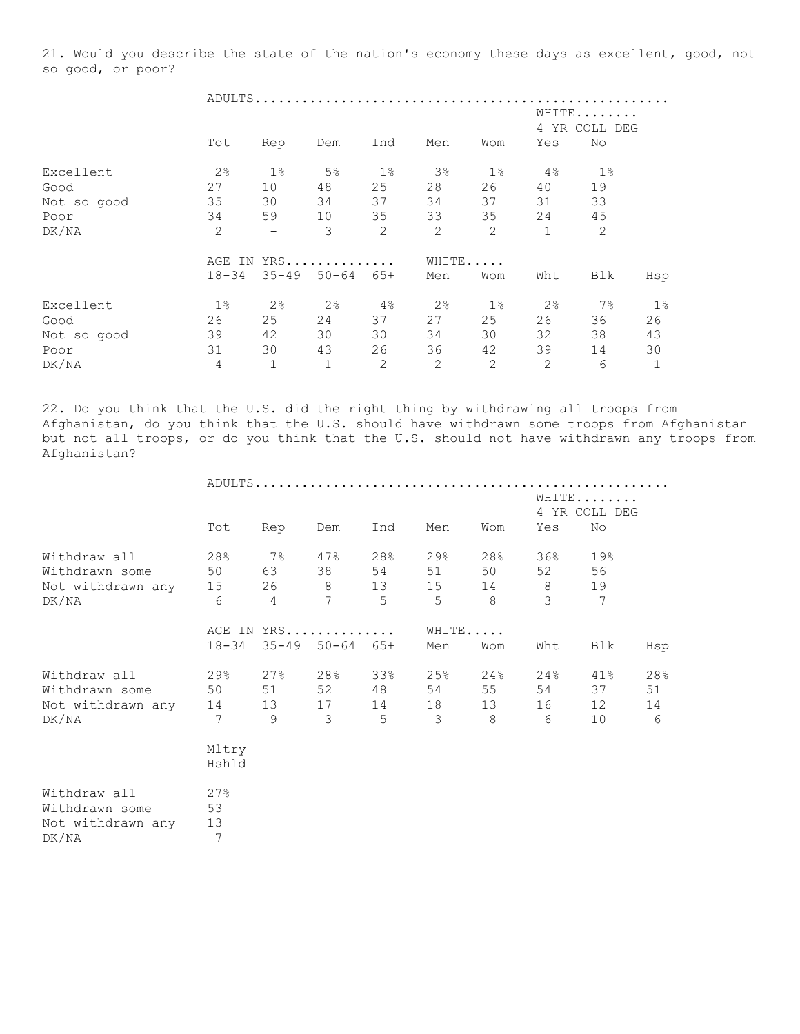21. Would you describe the state of the nation's economy these days as excellent, good, not so good, or poor?

| | ADULTS | | | | | | | |
|---|---|---|---|---|---|---|---|---|
| | | | | | | | WHITE 4 YR COLL DEG | |
| | Tot | Rep | Dem | Ind | Men | Wom | Yes | No |
| Excellent | 2% | 1% | 5% | 1% | 3% | 1% | 4% | 1% |
| Good | 27 | 10 | 48 | 25 | 28 | 26 | 40 | 19 |
| Not so good | 35 | 30 | 34 | 37 | 34 | 37 | 31 | 33 |
| Poor | 34 | 59 | 10 | 35 | 33 | 35 | 24 | 45 |
| DK/NA | 2 | - | 3 | 2 | 2 | 2 | 1 | 2 |

| | AGE IN YRS | | | | WHITE | | | | |
|---|---|---|---|---|---|---|---|---|---|
| | 18-34 | 35-49 | 50-64 | 65+ | Men | Wom | Wht | Blk | Hsp |
| Excellent | 1% | 2% | 2% | 4% | 2% | 1% | 2% | 7% | 1% |
| Good | 26 | 25 | 24 | 37 | 27 | 25 | 26 | 36 | 26 |
| Not so good | 39 | 42 | 30 | 30 | 34 | 30 | 32 | 38 | 43 |
| Poor | 31 | 30 | 43 | 26 | 36 | 42 | 39 | 14 | 30 |
| DK/NA | 4 | 1 | 1 | 2 | 2 | 2 | 2 | 6 | 1 |

22. Do you think that the U.S. did the right thing by withdrawing all troops from Afghanistan, do you think that the U.S. should have withdrawn some troops from Afghanistan but not all troops, or do you think that the U.S. should not have withdrawn any troops from Afghanistan?

| | ADULTS | | | | | | | |
|---|---|---|---|---|---|---|---|---|
| | | | | | | | WHITE 4 YR COLL DEG | |
| | Tot | Rep | Dem | Ind | Men | Wom | Yes | No |
| Withdraw all | 28% | 7% | 47% | 28% | 29% | 28% | 36% | 19% |
| Withdrawn some | 50 | 63 | 38 | 54 | 51 | 50 | 52 | 56 |
| Not withdrawn any | 15 | 26 | 8 | 13 | 15 | 14 | 8 | 19 |
| DK/NA | 6 | 4 | 7 | 5 | 5 | 8 | 3 | 7 |

| | AGE IN YRS | | | | WHITE | | | | |
|---|---|---|---|---|---|---|---|---|---|
| | 18-34 | 35-49 | 50-64 | 65+ | Men | Wom | Wht | Blk | Hsp |
| Withdraw all | 29% | 27% | 28% | 33% | 25% | 24% | 24% | 41% | 28% |
| Withdrawn some | 50 | 51 | 52 | 48 | 54 | 55 | 54 | 37 | 51 |
| Not withdrawn any | 14 | 13 | 17 | 14 | 18 | 13 | 16 | 12 | 14 |
| DK/NA | 7 | 9 | 3 | 5 | 3 | 8 | 6 | 10 | 6 |

| | Mltry Hshld |
|---|---|
| Withdraw all | 27% |
| Withdrawn some | 53 |
| Not withdrawn any | 13 |
| DK/NA | 7 |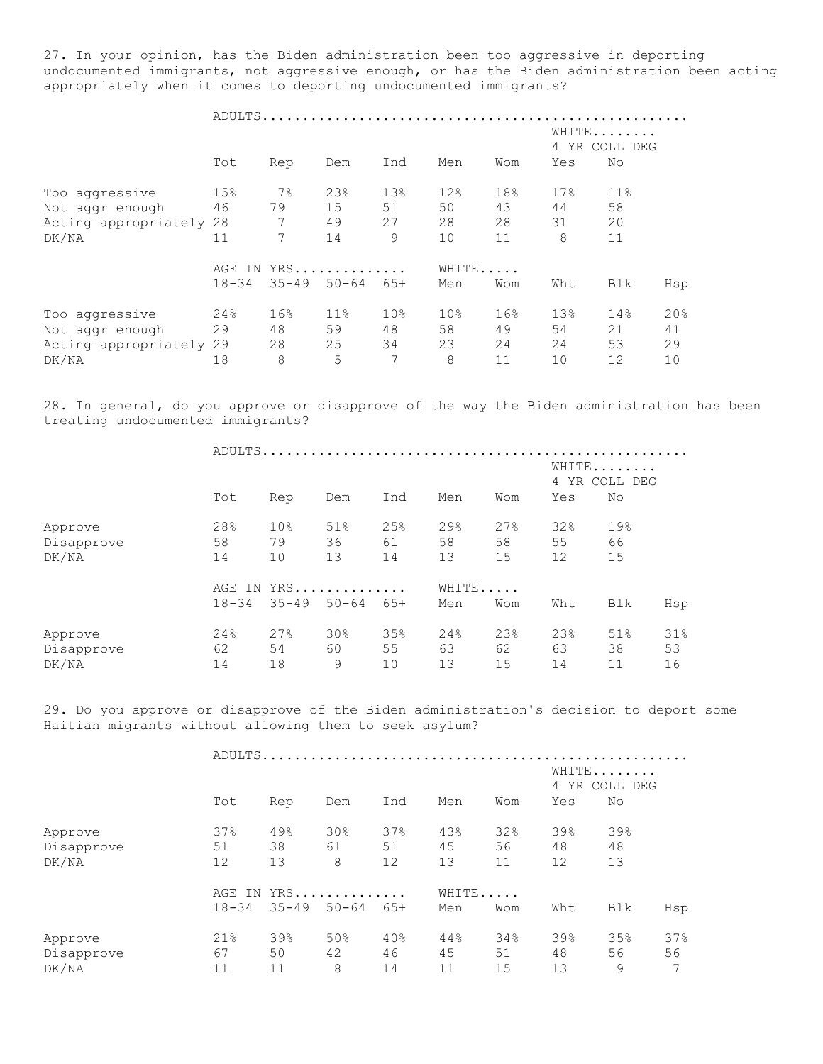27. In your opinion, has the Biden administration been too aggressive in deporting undocumented immigrants, not aggressive enough, or has the Biden administration been acting appropriately when it comes to deporting undocumented immigrants?

| | ADULTS | | | | | | | |
|---|---|---|---|---|---|---|---|---|
| | | | | | | | WHITE 4 YR COLL DEG | |
| | Tot | Rep | Dem | Ind | Men | Wom | Yes | No |
| Too aggressive | 15% | 7% | 23% | 13% | 12% | 18% | 17% | 11% |
| Not aggr enough | 46 | 79 | 15 | 51 | 50 | 43 | 44 | 58 |
| Acting appropriately | 28 | 7 | 49 | 27 | 28 | 28 | 31 | 20 |
| DK/NA | 11 | 7 | 14 | 9 | 10 | 11 | 8 | 11 |

| | AGE IN YRS | | | | WHITE | | | | |
|---|---|---|---|---|---|---|---|---|---|
| | 18-34 | 35-49 | 50-64 | 65+ | Men | Wom | Wht | Blk | Hsp |
| Too aggressive | 24% | 16% | 11% | 10% | 10% | 16% | 13% | 14% | 20% |
| Not aggr enough | 29 | 48 | 59 | 48 | 58 | 49 | 54 | 21 | 41 |
| Acting appropriately | 29 | 28 | 25 | 34 | 23 | 24 | 24 | 53 | 29 |
| DK/NA | 18 | 8 | 5 | 7 | 8 | 11 | 10 | 12 | 10 |

28. In general, do you approve or disapprove of the way the Biden administration has been treating undocumented immigrants?

| | ADULTS | | | | | | | |
|---|---|---|---|---|---|---|---|---|
| | | | | | | | WHITE 4 YR COLL DEG | |
| | Tot | Rep | Dem | Ind | Men | Wom | Yes | No |
| Approve | 28% | 10% | 51% | 25% | 29% | 27% | 32% | 19% |
| Disapprove | 58 | 79 | 36 | 61 | 58 | 58 | 55 | 66 |
| DK/NA | 14 | 10 | 13 | 14 | 13 | 15 | 12 | 15 |

| | AGE IN YRS | | | | WHITE | | | | |
|---|---|---|---|---|---|---|---|---|---|
| | 18-34 | 35-49 | 50-64 | 65+ | Men | Wom | Wht | Blk | Hsp |
| Approve | 24% | 27% | 30% | 35% | 24% | 23% | 23% | 51% | 31% |
| Disapprove | 62 | 54 | 60 | 55 | 63 | 62 | 63 | 38 | 53 |
| DK/NA | 14 | 18 | 9 | 10 | 13 | 15 | 14 | 11 | 16 |

29. Do you approve or disapprove of the Biden administration's decision to deport some Haitian migrants without allowing them to seek asylum?

| | ADULTS | | | | | | | |
|---|---|---|---|---|---|---|---|---|
| | | | | | | | WHITE 4 YR COLL DEG | |
| | Tot | Rep | Dem | Ind | Men | Wom | Yes | No |
| Approve | 37% | 49% | 30% | 37% | 43% | 32% | 39% | 39% |
| Disapprove | 51 | 38 | 61 | 51 | 45 | 56 | 48 | 48 |
| DK/NA | 12 | 13 | 8 | 12 | 13 | 11 | 12 | 13 |

| | AGE IN YRS | | | | WHITE | | | | |
|---|---|---|---|---|---|---|---|---|---|
| | 18-34 | 35-49 | 50-64 | 65+ | Men | Wom | Wht | Blk | Hsp |
| Approve | 21% | 39% | 50% | 40% | 44% | 34% | 39% | 35% | 37% |
| Disapprove | 67 | 50 | 42 | 46 | 45 | 51 | 48 | 56 | 56 |
| DK/NA | 11 | 11 | 8 | 14 | 11 | 15 | 13 | 9 | 7 |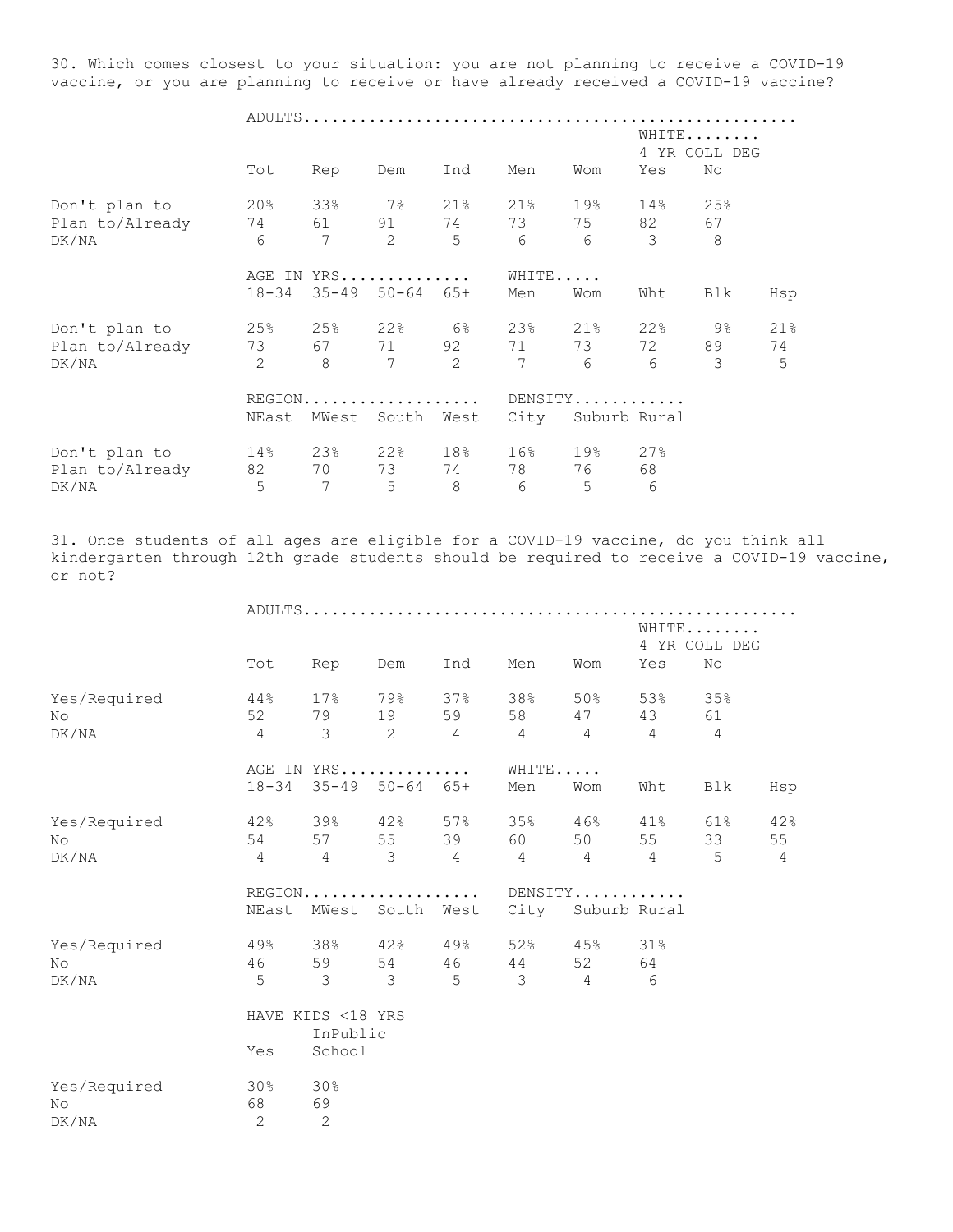30. Which comes closest to your situation: you are not planning to receive a COVID-19 vaccine, or you are planning to receive or have already received a COVID-19 vaccine?

| | ADULTS | | | | | | | |
|---|---|---|---|---|---|---|---|---|
| | | | | | | | WHITE 4 YR COLL DEG | |
| | Tot | Rep | Dem | Ind | Men | Wom | Yes | No |
| Don't plan to | 20% | 33% | 7% | 21% | 21% | 19% | 14% | 25% |
| Plan to/Already | 74 | 61 | 91 | 74 | 73 | 75 | 82 | 67 |
| DK/NA | 6 | 7 | 2 | 5 | 6 | 6 | 3 | 8 |

| | AGE IN YRS | | | | WHITE | | | | |
|---|---|---|---|---|---|---|---|---|---|
| | 18-34 | 35-49 | 50-64 | 65+ | Men | Wom | Wht | Blk | Hsp |
| Don't plan to | 25% | 25% | 22% | 6% | 23% | 21% | 22% | 9% | 21% |
| Plan to/Already | 73 | 67 | 71 | 92 | 71 | 73 | 72 | 89 | 74 |
| DK/NA | 2 | 8 | 7 | 2 | 7 | 6 | 6 | 3 | 5 |

| | REGION | | | | DENSITY | | |
|---|---|---|---|---|---|---|---|
| | NEast | MWest | South | West | City | Suburb | Rural |
| Don't plan to | 14% | 23% | 22% | 18% | 16% | 19% | 27% |
| Plan to/Already | 82 | 70 | 73 | 74 | 78 | 76 | 68 |
| DK/NA | 5 | 7 | 5 | 8 | 6 | 5 | 6 |

31. Once students of all ages are eligible for a COVID-19 vaccine, do you think all kindergarten through 12th grade students should be required to receive a COVID-19 vaccine, or not?

| | ADULTS | | | | | | | |
|---|---|---|---|---|---|---|---|---|
| | | | | | | | WHITE 4 YR COLL DEG | |
| | Tot | Rep | Dem | Ind | Men | Wom | Yes | No |
| Yes/Required | 44% | 17% | 79% | 37% | 38% | 50% | 53% | 35% |
| No | 52 | 79 | 19 | 59 | 58 | 47 | 43 | 61 |
| DK/NA | 4 | 3 | 2 | 4 | 4 | 4 | 4 | 4 |

| | AGE IN YRS | | | | WHITE | | | | |
|---|---|---|---|---|---|---|---|---|---|
| | 18-34 | 35-49 | 50-64 | 65+ | Men | Wom | Wht | Blk | Hsp |
| Yes/Required | 42% | 39% | 42% | 57% | 35% | 46% | 41% | 61% | 42% |
| No | 54 | 57 | 55 | 39 | 60 | 50 | 55 | 33 | 55 |
| DK/NA | 4 | 4 | 3 | 4 | 4 | 4 | 4 | 5 | 4 |

| | REGION | | | | DENSITY | | |
|---|---|---|---|---|---|---|---|
| | NEast | MWest | South | West | City | Suburb | Rural |
| Yes/Required | 49% | 38% | 42% | 49% | 52% | 45% | 31% |
| No | 46 | 59 | 54 | 46 | 44 | 52 | 64 |
| DK/NA | 5 | 3 | 3 | 5 | 3 | 4 | 6 |

| | HAVE KIDS <18 YRS | |
|---|---|---|
| | Yes | InPublic School |
| Yes/Required | 30% | 30% |
| No | 68 | 69 |
| DK/NA | 2 | 2 |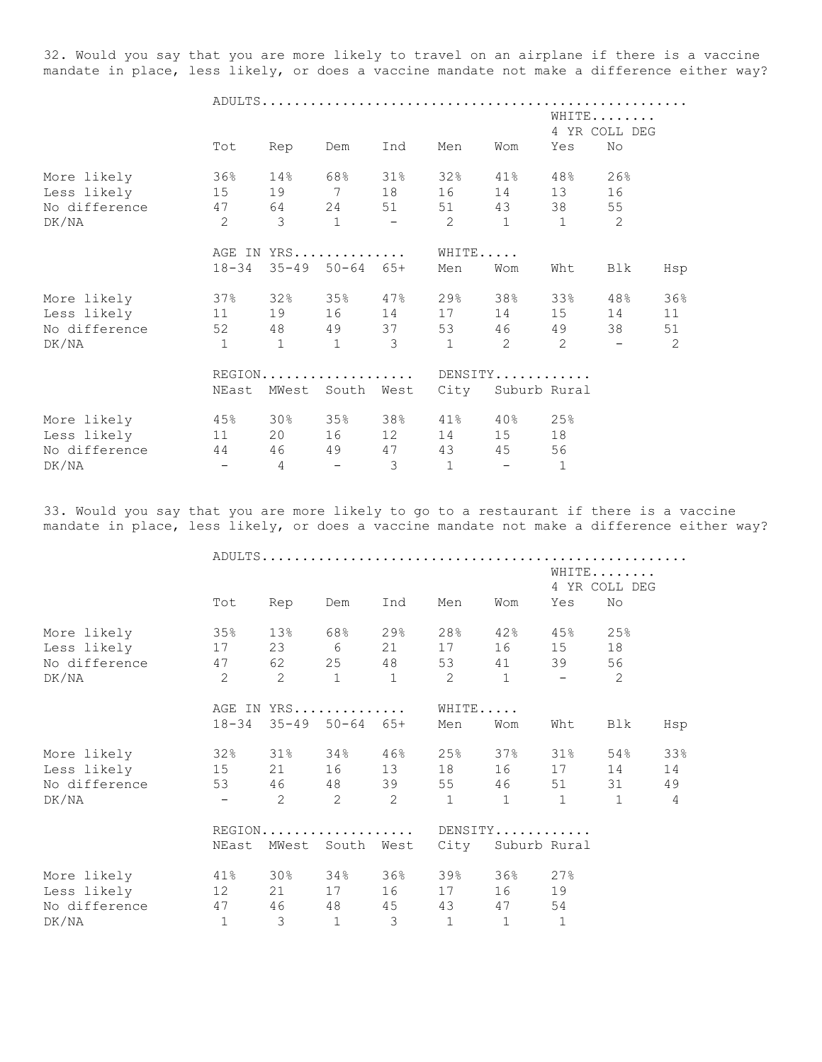32. Would you say that you are more likely to travel on an airplane if there is a vaccine mandate in place, less likely, or does a vaccine mandate not make a difference either way?

| | ADULTS | | | | | | | |
|---|---|---|---|---|---|---|---|---|
| | | | | | | | WHITE 4 YR COLL DEG | |
| | Tot | Rep | Dem | Ind | Men | Wom | Yes | No |
| More likely | 36% | 14% | 68% | 31% | 32% | 41% | 48% | 26% |
| Less likely | 15 | 19 | 7 | 18 | 16 | 14 | 13 | 16 |
| No difference | 47 | 64 | 24 | 51 | 51 | 43 | 38 | 55 |
| DK/NA | 2 | 3 | 1 | - | 2 | 1 | 1 | 2 |

| | AGE IN YRS | | | | WHITE | | | | |
|---|---|---|---|---|---|---|---|---|---|
| | 18-34 | 35-49 | 50-64 | 65+ | Men | Wom | Wht | Blk | Hsp |
| More likely | 37% | 32% | 35% | 47% | 29% | 38% | 33% | 48% | 36% |
| Less likely | 11 | 19 | 16 | 14 | 17 | 14 | 15 | 14 | 11 |
| No difference | 52 | 48 | 49 | 37 | 53 | 46 | 49 | 38 | 51 |
| DK/NA | 1 | 1 | 1 | 3 | 1 | 2 | 2 | - | 2 |

| | REGION | | | | DENSITY | | |
|---|---|---|---|---|---|---|---|
| | NEast | MWest | South | West | City | Suburb | Rural |
| More likely | 45% | 30% | 35% | 38% | 41% | 40% | 25% |
| Less likely | 11 | 20 | 16 | 12 | 14 | 15 | 18 |
| No difference | 44 | 46 | 49 | 47 | 43 | 45 | 56 |
| DK/NA | - | 4 | - | 3 | 1 | - | 1 |

33. Would you say that you are more likely to go to a restaurant if there is a vaccine mandate in place, less likely, or does a vaccine mandate not make a difference either way?

| | ADULTS | | | | | | | |
|---|---|---|---|---|---|---|---|---|
| | | | | | | | WHITE 4 YR COLL DEG | |
| | Tot | Rep | Dem | Ind | Men | Wom | Yes | No |
| More likely | 35% | 13% | 68% | 29% | 28% | 42% | 45% | 25% |
| Less likely | 17 | 23 | 6 | 21 | 17 | 16 | 15 | 18 |
| No difference | 47 | 62 | 25 | 48 | 53 | 41 | 39 | 56 |
| DK/NA | 2 | 2 | 1 | 1 | 2 | 1 | - | 2 |

| | AGE IN YRS | | | | WHITE | | | | |
|---|---|---|---|---|---|---|---|---|---|
| | 18-34 | 35-49 | 50-64 | 65+ | Men | Wom | Wht | Blk | Hsp |
| More likely | 32% | 31% | 34% | 46% | 25% | 37% | 31% | 54% | 33% |
| Less likely | 15 | 21 | 16 | 13 | 18 | 16 | 17 | 14 | 14 |
| No difference | 53 | 46 | 48 | 39 | 55 | 46 | 51 | 31 | 49 |
| DK/NA | - | 2 | 2 | 2 | 1 | 1 | 1 | 1 | 4 |

| | REGION | | | | DENSITY | | |
|---|---|---|---|---|---|---|---|
| | NEast | MWest | South | West | City | Suburb | Rural |
| More likely | 41% | 30% | 34% | 36% | 39% | 36% | 27% |
| Less likely | 12 | 21 | 17 | 16 | 17 | 16 | 19 |
| No difference | 47 | 46 | 48 | 45 | 43 | 47 | 54 |
| DK/NA | 1 | 3 | 1 | 3 | 1 | 1 | 1 |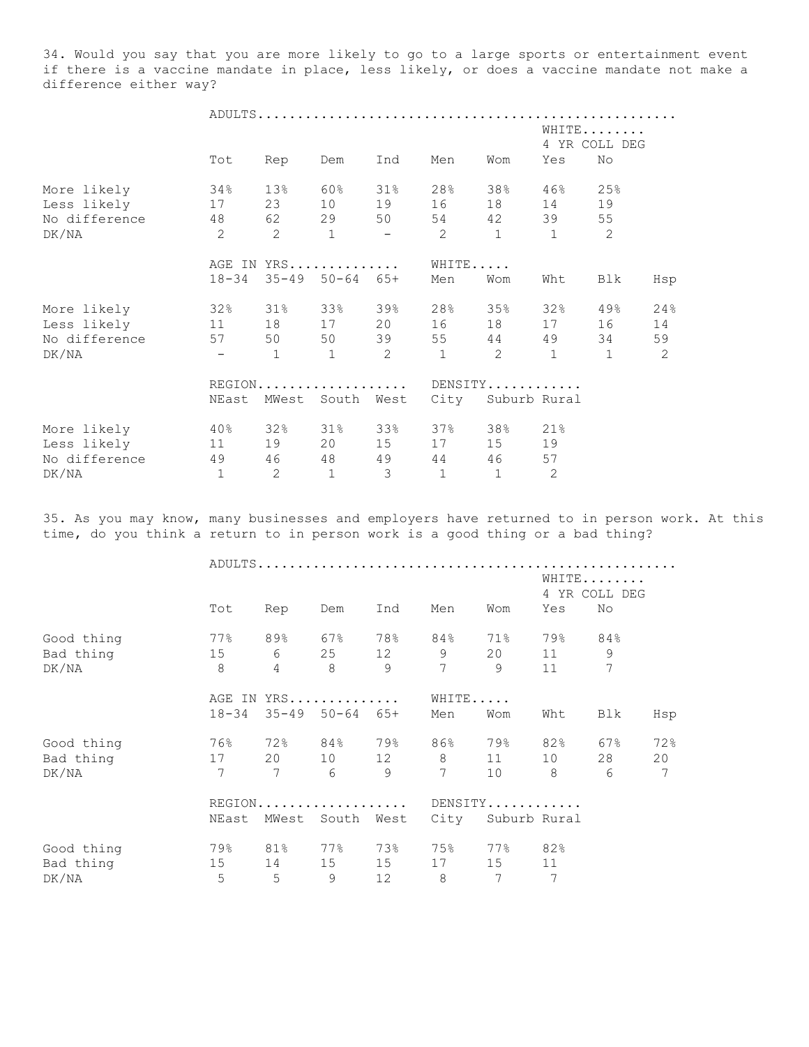34. Would you say that you are more likely to go to a large sports or entertainment event if there is a vaccine mandate in place, less likely, or does a vaccine mandate not make a difference either way?

| | ADULTS | | | | | | | |
|---|---|---|---|---|---|---|---|---|
| | | | | | | | WHITE 4 YR COLL DEG | |
| | Tot | Rep | Dem | Ind | Men | Wom | Yes | No |
| More likely | 34% | 13% | 60% | 31% | 28% | 38% | 46% | 25% |
| Less likely | 17 | 23 | 10 | 19 | 16 | 18 | 14 | 19 |
| No difference | 48 | 62 | 29 | 50 | 54 | 42 | 39 | 55 |
| DK/NA | 2 | 2 | 1 | - | 2 | 1 | 1 | 2 |

| | AGE IN YRS | | | | WHITE | | | | |
|---|---|---|---|---|---|---|---|---|---|
| | 18-34 | 35-49 | 50-64 | 65+ | Men | Wom | Wht | Blk | Hsp |
| More likely | 32% | 31% | 33% | 39% | 28% | 35% | 32% | 49% | 24% |
| Less likely | 11 | 18 | 17 | 20 | 16 | 18 | 17 | 16 | 14 |
| No difference | 57 | 50 | 50 | 39 | 55 | 44 | 49 | 34 | 59 |
| DK/NA | - | 1 | 1 | 2 | 1 | 2 | 1 | 1 | 2 |

| | REGION | | | | DENSITY | | |
|---|---|---|---|---|---|---|---|
| | NEast | MWest | South | West | City | Suburb | Rural |
| More likely | 40% | 32% | 31% | 33% | 37% | 38% | 21% |
| Less likely | 11 | 19 | 20 | 15 | 17 | 15 | 19 |
| No difference | 49 | 46 | 48 | 49 | 44 | 46 | 57 |
| DK/NA | 1 | 2 | 1 | 3 | 1 | 1 | 2 |

35. As you may know, many businesses and employers have returned to in person work. At this time, do you think a return to in person work is a good thing or a bad thing?

| | ADULTS | | | | | | | |
|---|---|---|---|---|---|---|---|---|
| | | | | | | | WHITE 4 YR COLL DEG | |
| | Tot | Rep | Dem | Ind | Men | Wom | Yes | No |
| Good thing | 77% | 89% | 67% | 78% | 84% | 71% | 79% | 84% |
| Bad thing | 15 | 6 | 25 | 12 | 9 | 20 | 11 | 9 |
| DK/NA | 8 | 4 | 8 | 9 | 7 | 9 | 11 | 7 |

| | AGE IN YRS | | | | WHITE | | | | |
|---|---|---|---|---|---|---|---|---|---|
| | 18-34 | 35-49 | 50-64 | 65+ | Men | Wom | Wht | Blk | Hsp |
| Good thing | 76% | 72% | 84% | 79% | 86% | 79% | 82% | 67% | 72% |
| Bad thing | 17 | 20 | 10 | 12 | 8 | 11 | 10 | 28 | 20 |
| DK/NA | 7 | 7 | 6 | 9 | 7 | 10 | 8 | 6 | 7 |

| | REGION | | | | DENSITY | | |
|---|---|---|---|---|---|---|---|
| | NEast | MWest | South | West | City | Suburb | Rural |
| Good thing | 79% | 81% | 77% | 73% | 75% | 77% | 82% |
| Bad thing | 15 | 14 | 15 | 15 | 17 | 15 | 11 |
| DK/NA | 5 | 5 | 9 | 12 | 8 | 7 | 7 |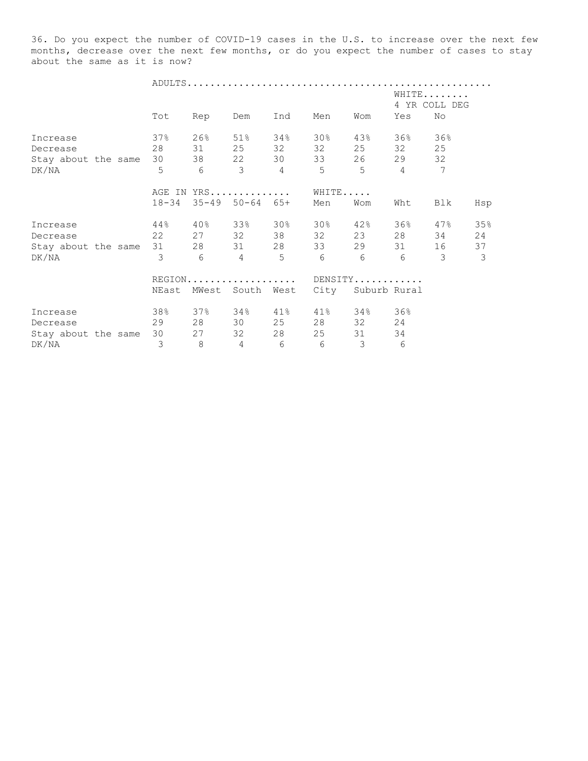36. Do you expect the number of COVID-19 cases in the U.S. to increase over the next few months, decrease over the next few months, or do you expect the number of cases to stay about the same as it is now?

| | ADULTS | | | | | | WHITE 4 YR COLL DEG | |
|---|---|---|---|---|---|---|---|---|
| | Tot | Rep | Dem | Ind | Men | Wom | Yes | No |
| Increase | 37% | 26% | 51% | 34% | 30% | 43% | 36% | 36% |
| Decrease | 28 | 31 | 25 | 32 | 32 | 25 | 32 | 25 |
| Stay about the same | 30 | 38 | 22 | 30 | 33 | 26 | 29 | 32 |
| DK/NA | 5 | 6 | 3 | 4 | 5 | 5 | 4 | 7 |

| | AGE IN YRS | | | | WHITE | | | | |
|---|---|---|---|---|---|---|---|---|---|
| | 18-34 | 35-49 | 50-64 | 65+ | Men | Wom | Wht | Blk | Hsp |
| Increase | 44% | 40% | 33% | 30% | 30% | 42% | 36% | 47% | 35% |
| Decrease | 22 | 27 | 32 | 38 | 32 | 23 | 28 | 34 | 24 |
| Stay about the same | 31 | 28 | 31 | 28 | 33 | 29 | 31 | 16 | 37 |
| DK/NA | 3 | 6 | 4 | 5 | 6 | 6 | 6 | 3 | 3 |

| | REGION | | | | DENSITY | | |
|---|---|---|---|---|---|---|---|
| | NEast | MWest | South | West | City | Suburb | Rural |
| Increase | 38% | 37% | 34% | 41% | 41% | 34% | 36% |
| Decrease | 29 | 28 | 30 | 25 | 28 | 32 | 24 |
| Stay about the same | 30 | 27 | 32 | 28 | 25 | 31 | 34 |
| DK/NA | 3 | 8 | 4 | 6 | 6 | 3 | 6 |